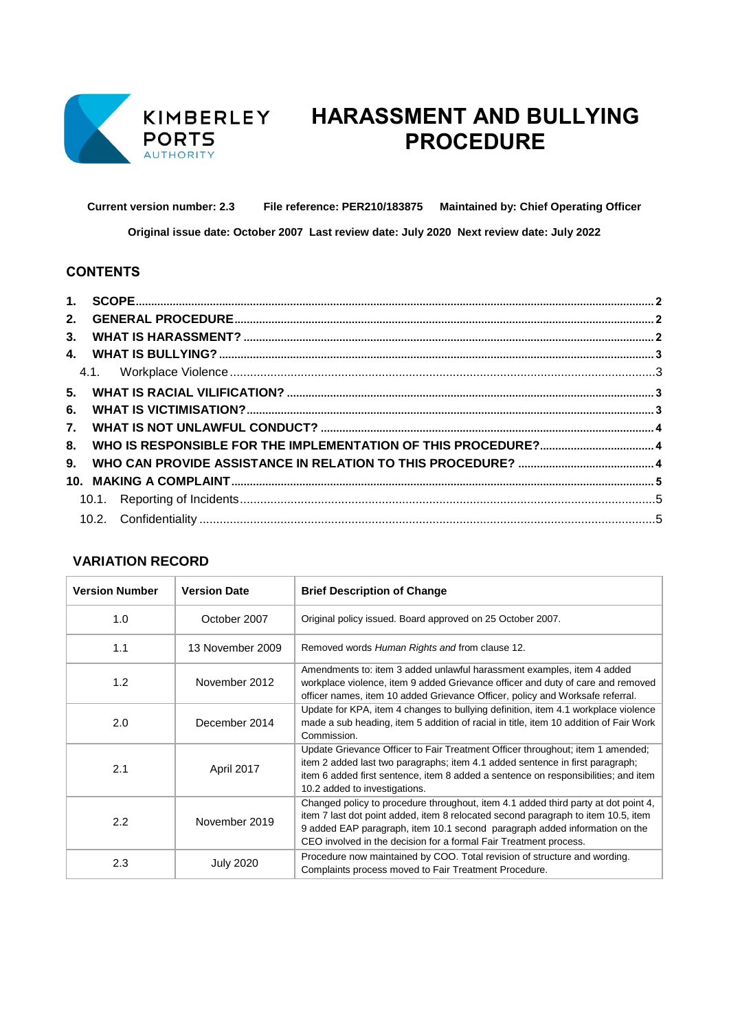KIMBERLEY PORTS AUTHORITY

# HARASSMENT AND BULLYING PROCEDURE

**Current version number: 2.3** **File reference: PER210/183875** **Maintained by: Chief Operating Officer**

**Original issue date: October 2007** **Last review date: July 2020** **Next review date: July 2022**

## CONTENTS

1. SCOPE ........ 2
2. GENERAL PROCEDURE ........ 2
3. WHAT IS HARASSMENT? ........ 2
4. WHAT IS BULLYING? ........ 3
   - 4.1. Workplace Violence ........ 3
5. WHAT IS RACIAL VILIFICATION? ........ 3
6. WHAT IS VICTIMISATION? ........ 3
7. WHAT IS NOT UNLAWFUL CONDUCT? ........ 4
8. WHO IS RESPONSIBLE FOR THE IMPLEMENTATION OF THIS PROCEDURE? ........ 4
9. WHO CAN PROVIDE ASSISTANCE IN RELATION TO THIS PROCEDURE? ........ 4
10. MAKING A COMPLAINT ........ 5
    - 10.1. Reporting of Incidents ........ 5
    - 10.2. Confidentiality ........ 5

## VARIATION RECORD

| Version Number | Version Date | Brief Description of Change |
|---|---|---|
| 1.0 | October 2007 | Original policy issued. Board approved on 25 October 2007. |
| 1.1 | 13 November 2009 | Removed words *Human Rights and* from clause 12. |
| 1.2 | November 2012 | Amendments to: item 3 added unlawful harassment examples, item 4 added workplace violence, item 9 added Grievance officer and duty of care and removed officer names, item 10 added Grievance Officer, policy and Worksafe referral. |
| 2.0 | December 2014 | Update for KPA, item 4 changes to bullying definition, item 4.1 workplace violence made a sub heading, item 5 addition of racial in title, item 10 addition of Fair Work Commission. |
| 2.1 | April 2017 | Update Grievance Officer to Fair Treatment Officer throughout; item 1 amended; item 2 added last two paragraphs; item 4.1 added sentence in first paragraph; item 6 added first sentence, item 8 added a sentence on responsibilities; and item 10.2 added to investigations. |
| 2.2 | November 2019 | Changed policy to procedure throughout, item 4.1 added third party at dot point 4, item 7 last dot point added, item 8 relocated second paragraph to item 10.5, item 9 added EAP paragraph, item 10.1 second paragraph added information on the CEO involved in the decision for a formal Fair Treatment process. |
| 2.3 | July 2020 | Procedure now maintained by COO. Total revision of structure and wording. Complaints process moved to Fair Treatment Procedure. |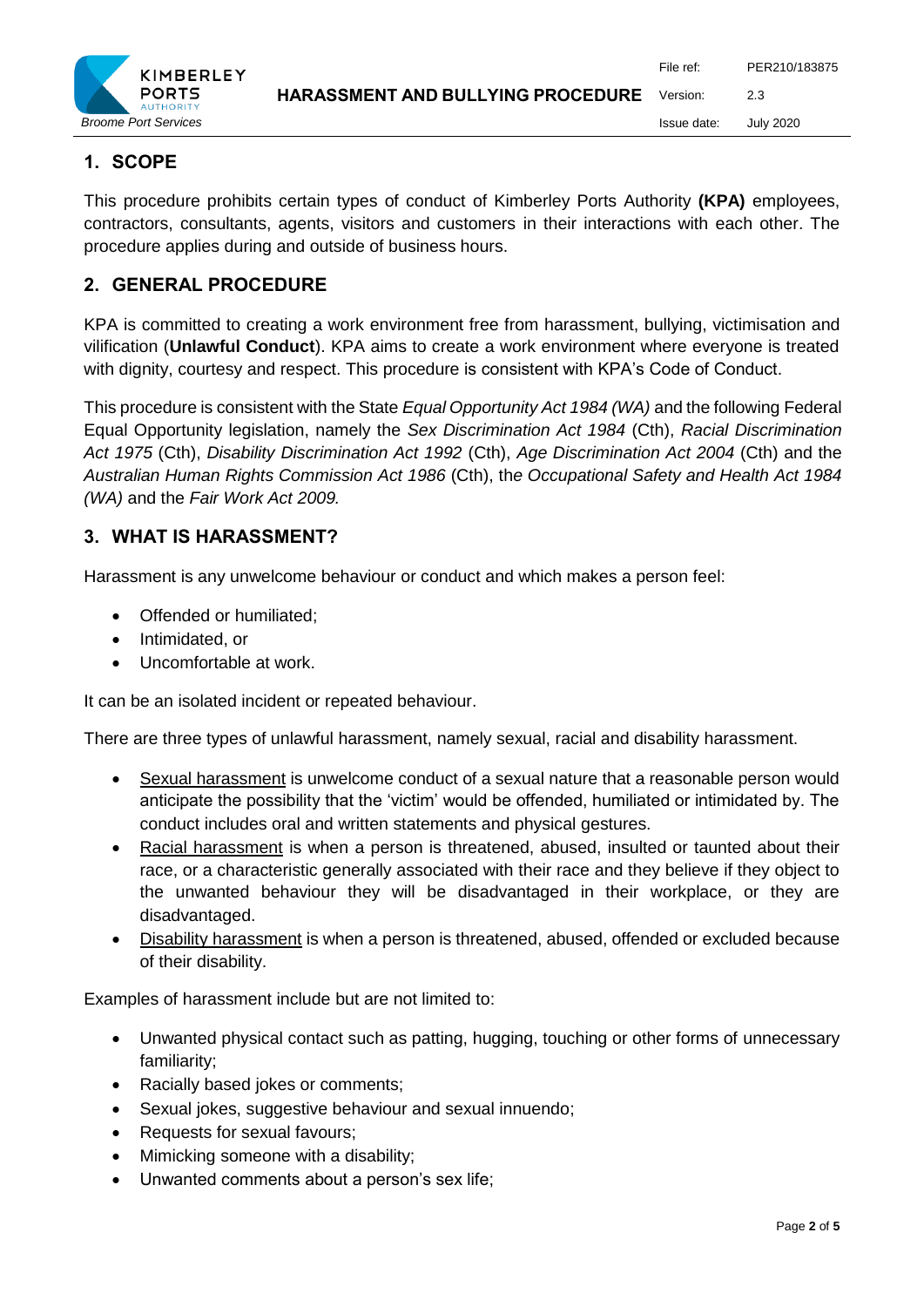## 1. SCOPE

This procedure prohibits certain types of conduct of Kimberley Ports Authority **(KPA)** employees, contractors, consultants, agents, visitors and customers in their interactions with each other. The procedure applies during and outside of business hours.

## 2. GENERAL PROCEDURE

KPA is committed to creating a work environment free from harassment, bullying, victimisation and vilification (**Unlawful Conduct**). KPA aims to create a work environment where everyone is treated with dignity, courtesy and respect. This procedure is consistent with KPA's Code of Conduct.

This procedure is consistent with the State *Equal Opportunity Act 1984 (WA)* and the following Federal Equal Opportunity legislation, namely the *Sex Discrimination Act 1984* (Cth), *Racial Discrimination Act 1975* (Cth), *Disability Discrimination Act 1992* (Cth), *Age Discrimination Act 2004* (Cth) and the *Australian Human Rights Commission Act 1986* (Cth), the *Occupational Safety and Health Act 1984 (WA)* and the *Fair Work Act 2009.*

## 3. WHAT IS HARASSMENT?

Harassment is any unwelcome behaviour or conduct and which makes a person feel:

- Offended or humiliated;
- Intimidated, or
- Uncomfortable at work.

It can be an isolated incident or repeated behaviour.

There are three types of unlawful harassment, namely sexual, racial and disability harassment.

- Sexual harassment is unwelcome conduct of a sexual nature that a reasonable person would anticipate the possibility that the 'victim' would be offended, humiliated or intimidated by. The conduct includes oral and written statements and physical gestures.
- Racial harassment is when a person is threatened, abused, insulted or taunted about their race, or a characteristic generally associated with their race and they believe if they object to the unwanted behaviour they will be disadvantaged in their workplace, or they are disadvantaged.
- Disability harassment is when a person is threatened, abused, offended or excluded because of their disability.

Examples of harassment include but are not limited to:

- Unwanted physical contact such as patting, hugging, touching or other forms of unnecessary familiarity;
- Racially based jokes or comments;
- Sexual jokes, suggestive behaviour and sexual innuendo;
- Requests for sexual favours;
- Mimicking someone with a disability;
- Unwanted comments about a person's sex life;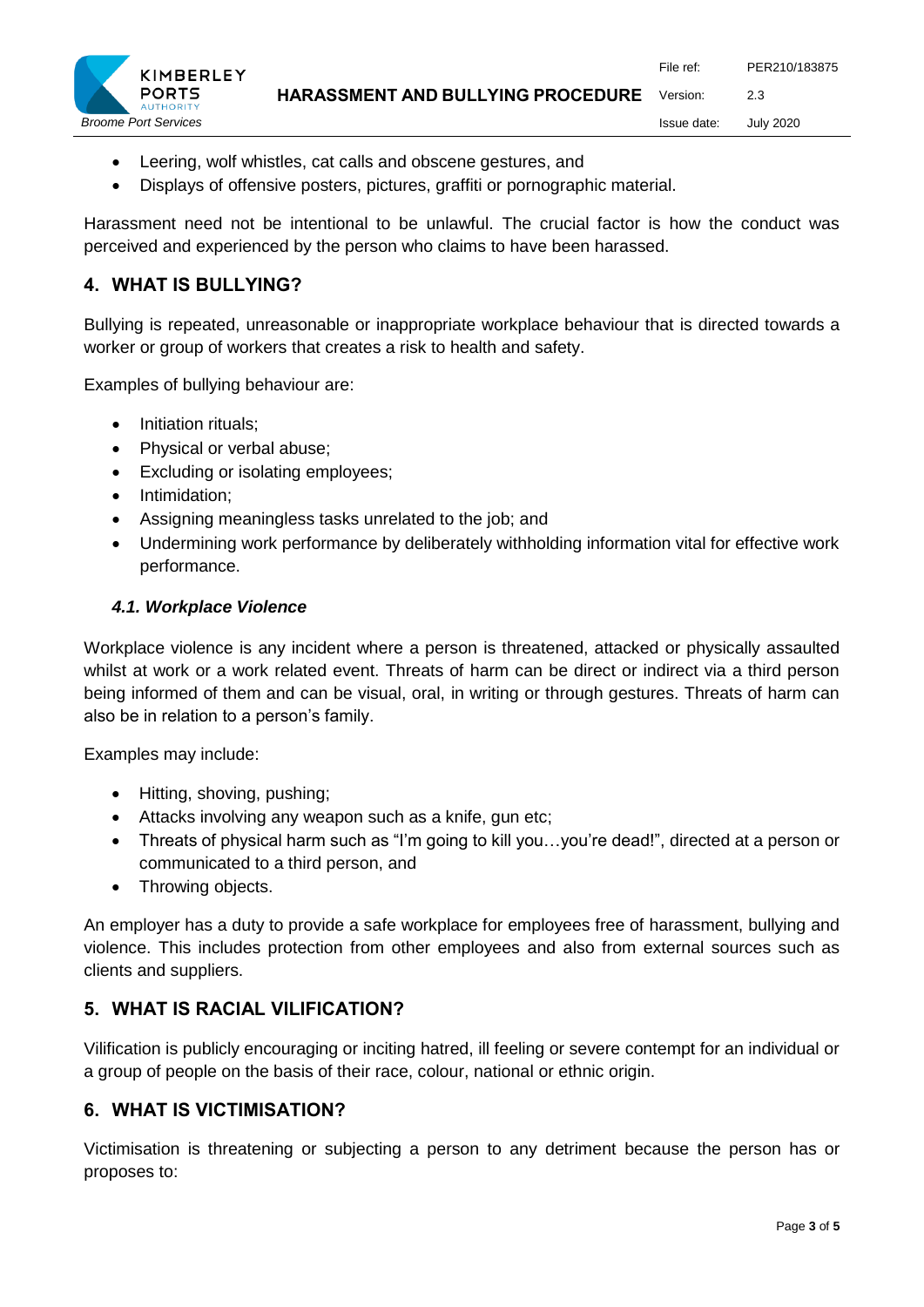- Leering, wolf whistles, cat calls and obscene gestures, and
- Displays of offensive posters, pictures, graffiti or pornographic material.

Harassment need not be intentional to be unlawful. The crucial factor is how the conduct was perceived and experienced by the person who claims to have been harassed.

## 4. WHAT IS BULLYING?

Bullying is repeated, unreasonable or inappropriate workplace behaviour that is directed towards a worker or group of workers that creates a risk to health and safety.

Examples of bullying behaviour are:

- Initiation rituals;
- Physical or verbal abuse;
- Excluding or isolating employees;
- Intimidation;
- Assigning meaningless tasks unrelated to the job; and
- Undermining work performance by deliberately withholding information vital for effective work performance.

### *4.1. Workplace Violence*

Workplace violence is any incident where a person is threatened, attacked or physically assaulted whilst at work or a work related event. Threats of harm can be direct or indirect via a third person being informed of them and can be visual, oral, in writing or through gestures. Threats of harm can also be in relation to a person's family.

Examples may include:

- Hitting, shoving, pushing;
- Attacks involving any weapon such as a knife, gun etc;
- Threats of physical harm such as "I'm going to kill you…you're dead!", directed at a person or communicated to a third person, and
- Throwing objects.

An employer has a duty to provide a safe workplace for employees free of harassment, bullying and violence. This includes protection from other employees and also from external sources such as clients and suppliers.

## 5. WHAT IS RACIAL VILIFICATION?

Vilification is publicly encouraging or inciting hatred, ill feeling or severe contempt for an individual or a group of people on the basis of their race, colour, national or ethnic origin.

## 6. WHAT IS VICTIMISATION?

Victimisation is threatening or subjecting a person to any detriment because the person has or proposes to: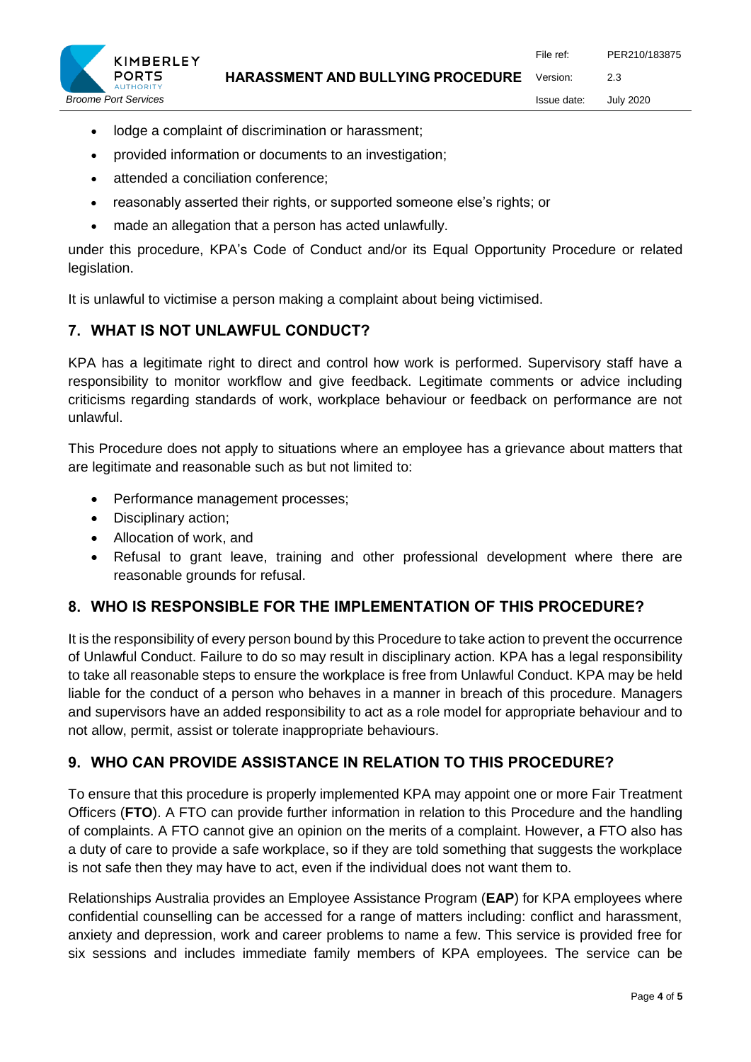- lodge a complaint of discrimination or harassment;
- provided information or documents to an investigation;
- attended a conciliation conference;
- reasonably asserted their rights, or supported someone else's rights; or
- made an allegation that a person has acted unlawfully.

under this procedure, KPA's Code of Conduct and/or its Equal Opportunity Procedure or related legislation.

It is unlawful to victimise a person making a complaint about being victimised.

## 7. WHAT IS NOT UNLAWFUL CONDUCT?

KPA has a legitimate right to direct and control how work is performed. Supervisory staff have a responsibility to monitor workflow and give feedback. Legitimate comments or advice including criticisms regarding standards of work, workplace behaviour or feedback on performance are not unlawful.

This Procedure does not apply to situations where an employee has a grievance about matters that are legitimate and reasonable such as but not limited to:

- Performance management processes;
- Disciplinary action;
- Allocation of work, and
- Refusal to grant leave, training and other professional development where there are reasonable grounds for refusal.

## 8. WHO IS RESPONSIBLE FOR THE IMPLEMENTATION OF THIS PROCEDURE?

It is the responsibility of every person bound by this Procedure to take action to prevent the occurrence of Unlawful Conduct. Failure to do so may result in disciplinary action. KPA has a legal responsibility to take all reasonable steps to ensure the workplace is free from Unlawful Conduct. KPA may be held liable for the conduct of a person who behaves in a manner in breach of this procedure. Managers and supervisors have an added responsibility to act as a role model for appropriate behaviour and to not allow, permit, assist or tolerate inappropriate behaviours.

## 9. WHO CAN PROVIDE ASSISTANCE IN RELATION TO THIS PROCEDURE?

To ensure that this procedure is properly implemented KPA may appoint one or more Fair Treatment Officers (**FTO**). A FTO can provide further information in relation to this Procedure and the handling of complaints. A FTO cannot give an opinion on the merits of a complaint. However, a FTO also has a duty of care to provide a safe workplace, so if they are told something that suggests the workplace is not safe then they may have to act, even if the individual does not want them to.

Relationships Australia provides an Employee Assistance Program (**EAP**) for KPA employees where confidential counselling can be accessed for a range of matters including: conflict and harassment, anxiety and depression, work and career problems to name a few. This service is provided free for six sessions and includes immediate family members of KPA employees. The service can be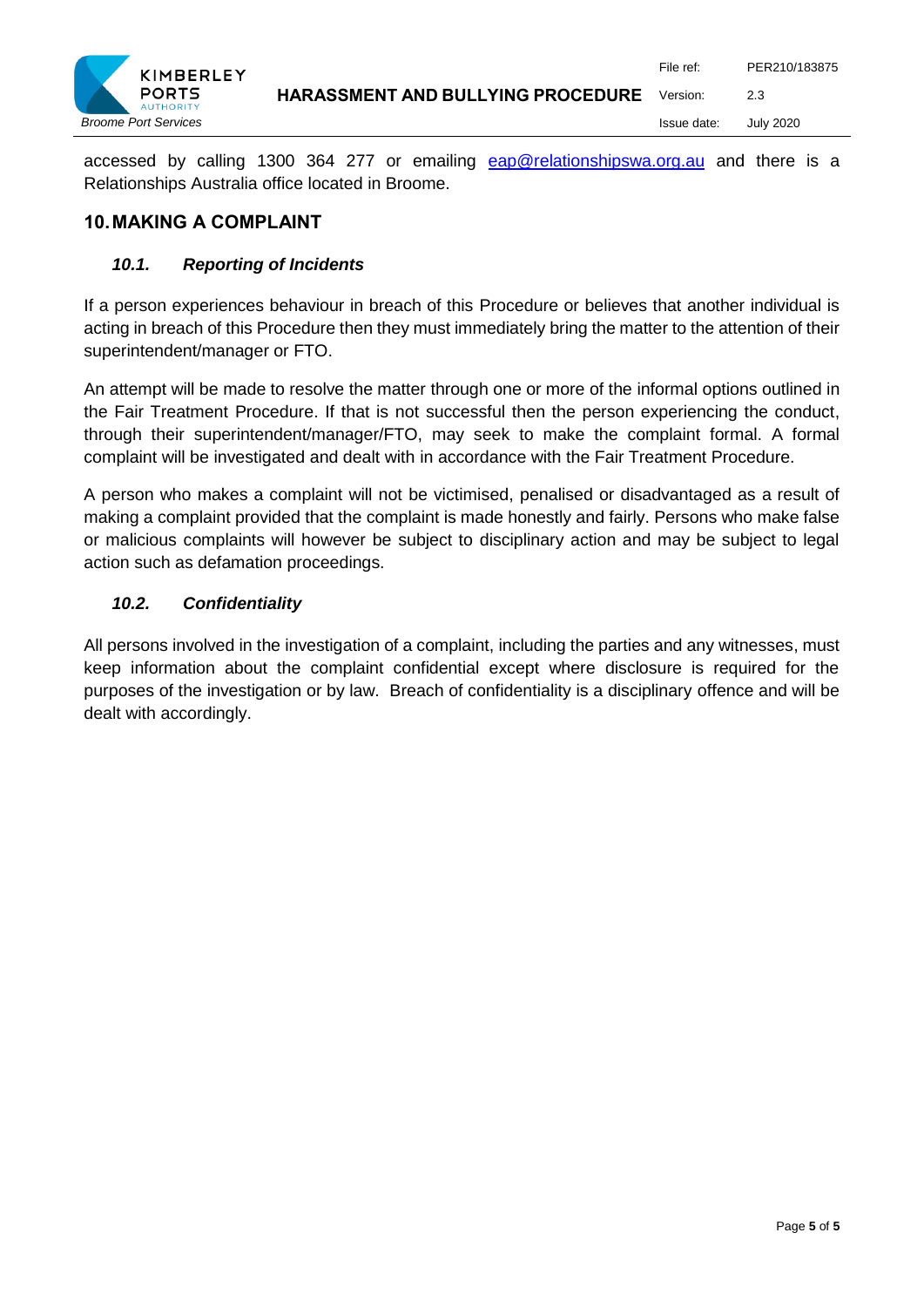accessed by calling 1300 364 277 or emailing eap@relationshipswa.org.au and there is a Relationships Australia office located in Broome.

## 10. MAKING A COMPLAINT

### *10.1. Reporting of Incidents*

If a person experiences behaviour in breach of this Procedure or believes that another individual is acting in breach of this Procedure then they must immediately bring the matter to the attention of their superintendent/manager or FTO.

An attempt will be made to resolve the matter through one or more of the informal options outlined in the Fair Treatment Procedure. If that is not successful then the person experiencing the conduct, through their superintendent/manager/FTO, may seek to make the complaint formal. A formal complaint will be investigated and dealt with in accordance with the Fair Treatment Procedure.

A person who makes a complaint will not be victimised, penalised or disadvantaged as a result of making a complaint provided that the complaint is made honestly and fairly. Persons who make false or malicious complaints will however be subject to disciplinary action and may be subject to legal action such as defamation proceedings.

### *10.2. Confidentiality*

All persons involved in the investigation of a complaint, including the parties and any witnesses, must keep information about the complaint confidential except where disclosure is required for the purposes of the investigation or by law. Breach of confidentiality is a disciplinary offence and will be dealt with accordingly.